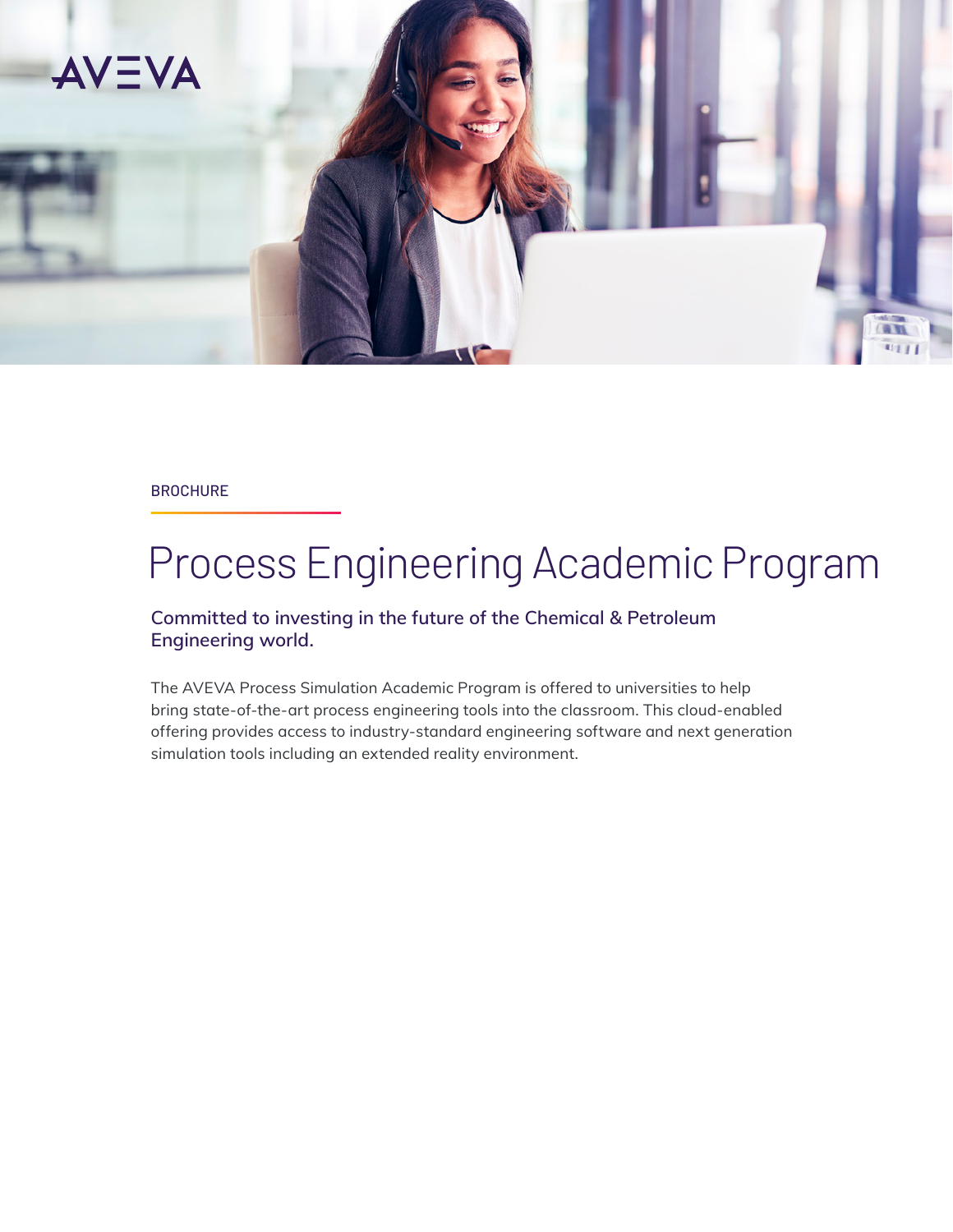AVEVA

BROCHURE

# Process Engineering Academic Program

**Committed to investing in the future of the Chemical & Petroleum Engineering world.**

The AVEVA Process Simulation Academic Program is offered to universities to help bring state-of-the-art process engineering tools into the classroom. This cloud-enabled offering provides access to industry-standard engineering software and next generation simulation tools including an extended reality environment.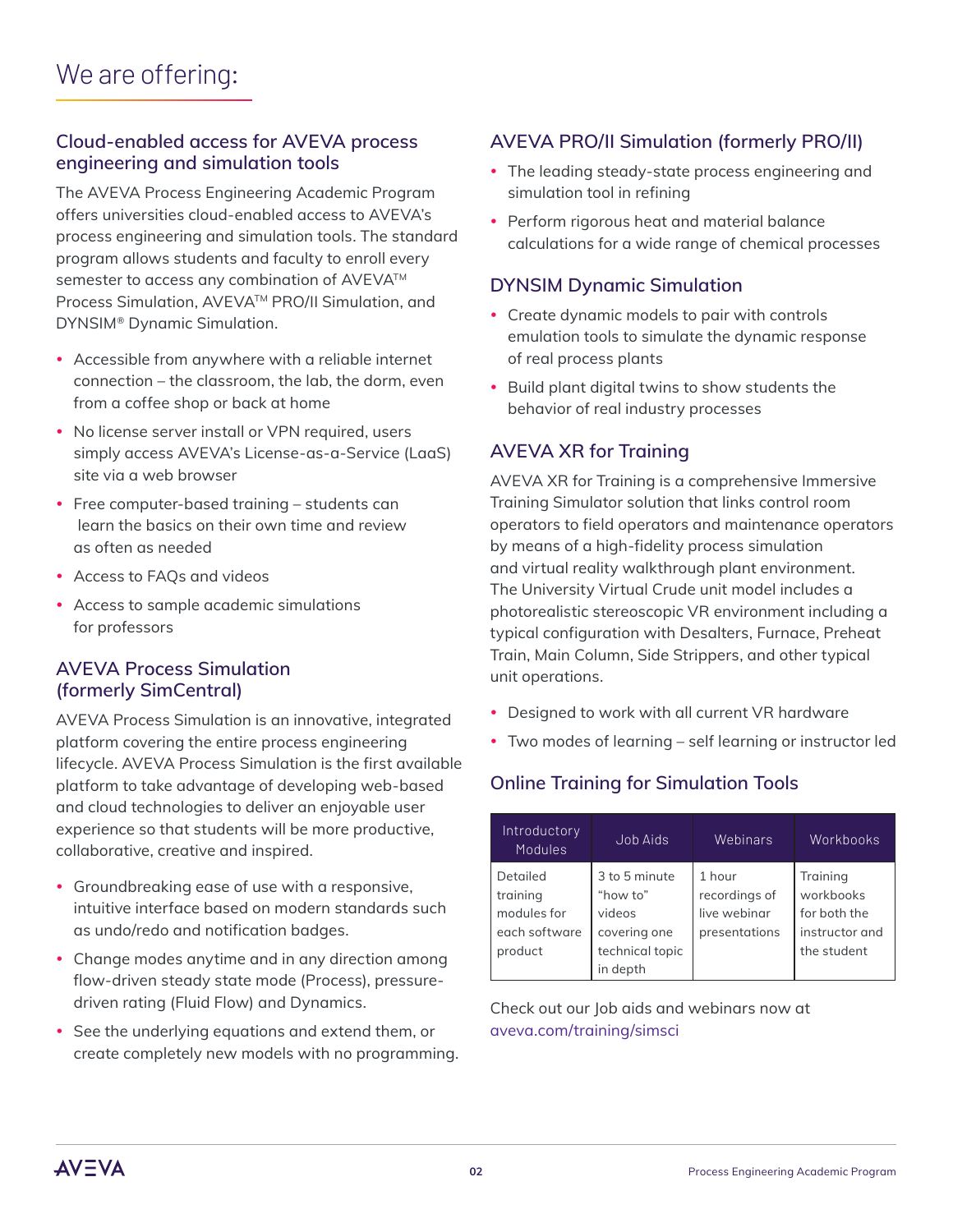# We are offering:

## Cloud-enabled access for AVEVA process engineering and simulation tools

The AVEVA Process Engineering Academic Program offers universities cloud-enabled access to AVEVA's process engineering and simulation tools. The standard program allows students and faculty to enroll every semester to access any combination of AVEVA™ Process Simulation, AVEVA™ PRO/II Simulation, and DYNSIM® Dynamic Simulation.

- Accessible from anywhere with a reliable internet connection – the classroom, the lab, the dorm, even from a coffee shop or back at home
- No license server install or VPN required, users simply access AVEVA's License-as-a-Service (LaaS) site via a web browser
- Free computer-based training – students can learn the basics on their own time and review as often as needed
- Access to FAQs and videos
- Access to sample academic simulations for professors

## AVEVA Process Simulation (formerly SimCentral)

AVEVA Process Simulation is an innovative, integrated platform covering the entire process engineering lifecycle. AVEVA Process Simulation is the first available platform to take advantage of developing web-based and cloud technologies to deliver an enjoyable user experience so that students will be more productive, collaborative, creative and inspired.

- Groundbreaking ease of use with a responsive, intuitive interface based on modern standards such as undo/redo and notification badges.
- Change modes anytime and in any direction among flow-driven steady state mode (Process), pressure-driven rating (Fluid Flow) and Dynamics.
- See the underlying equations and extend them, or create completely new models with no programming.

## AVEVA PRO/II Simulation (formerly PRO/II)

- The leading steady-state process engineering and simulation tool in refining
- Perform rigorous heat and material balance calculations for a wide range of chemical processes

## DYNSIM Dynamic Simulation

- Create dynamic models to pair with controls emulation tools to simulate the dynamic response of real process plants
- Build plant digital twins to show students the behavior of real industry processes

## AVEVA XR for Training

AVEVA XR for Training is a comprehensive Immersive Training Simulator solution that links control room operators to field operators and maintenance operators by means of a high-fidelity process simulation and virtual reality walkthrough plant environment. The University Virtual Crude unit model includes a photorealistic stereoscopic VR environment including a typical configuration with Desalters, Furnace, Preheat Train, Main Column, Side Strippers, and other typical unit operations.

- Designed to work with all current VR hardware
- Two modes of learning – self learning or instructor led

## Online Training for Simulation Tools

| Introductory Modules | Job Aids | Webinars | Workbooks |
|---|---|---|---|
| Detailed training modules for each software product | 3 to 5 minute "how to" videos covering one technical topic in depth | 1 hour recordings of live webinar presentations | Training workbooks for both the instructor and the student |

Check out our Job aids and webinars now at aveva.com/training/simsci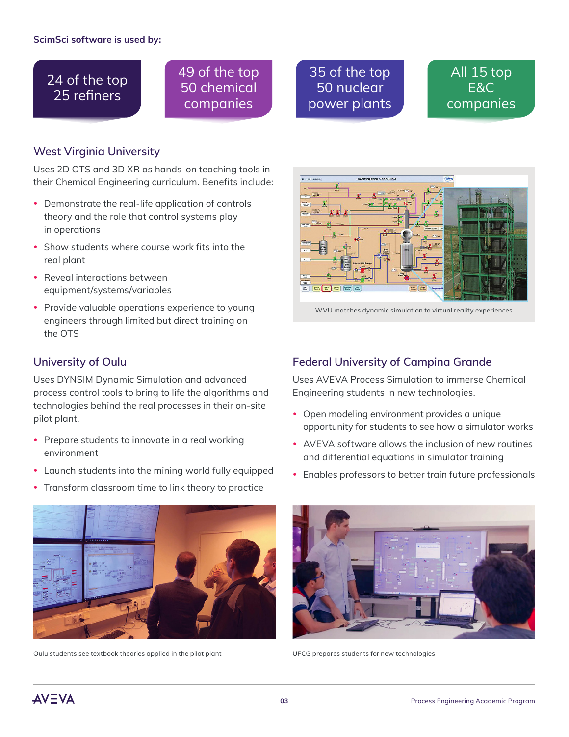**ScimSci software is used by:**

- 24 of the top 25 refiners
- 49 of the top 50 chemical companies
- 35 of the top 50 nuclear power plants
- All 15 top E&C companies

## West Virginia University

Uses 2D OTS and 3D XR as hands-on teaching tools in their Chemical Engineering curriculum. Benefits include:

- Demonstrate the real-life application of controls theory and the role that control systems play in operations
- Show students where course work fits into the real plant
- Reveal interactions between equipment/systems/variables
- Provide valuable operations experience to young engineers through limited but direct training on the OTS

WVU matches dynamic simulation to virtual reality experiences

## University of Oulu

Uses DYNSIM Dynamic Simulation and advanced process control tools to bring to life the algorithms and technologies behind the real processes in their on-site pilot plant.

- Prepare students to innovate in a real working environment
- Launch students into the mining world fully equipped
- Transform classroom time to link theory to practice

Oulu students see textbook theories applied in the pilot plant

## Federal University of Campina Grande

Uses AVEVA Process Simulation to immerse Chemical Engineering students in new technologies.

- Open modeling environment provides a unique opportunity for students to see how a simulator works
- AVEVA software allows the inclusion of new routines and differential equations in simulator training
- Enables professors to better train future professionals

UFCG prepares students for new technologies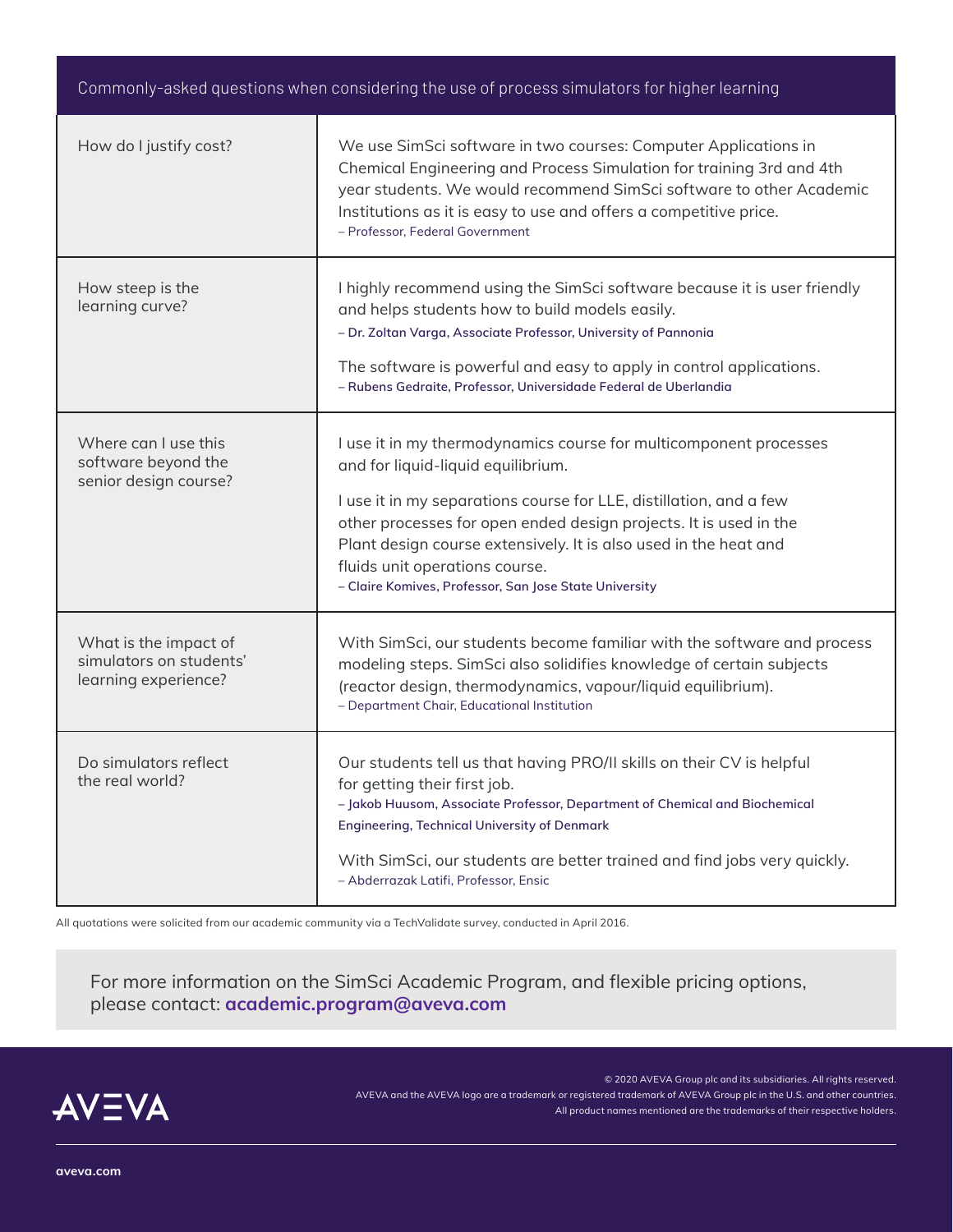| Commonly-asked questions when considering the use of process simulators for higher learning | |
|---|---|
| How do I justify cost? | We use SimSci software in two courses: Computer Applications in Chemical Engineering and Process Simulation for training 3rd and 4th year students. We would recommend SimSci software to other Academic Institutions as it is easy to use and offers a competitive price.<br>– Professor, Federal Government |
| How steep is the learning curve? | I highly recommend using the SimSci software because it is user friendly and helps students how to build models easily.<br>– Dr. Zoltan Varga, Associate Professor, University of Pannonia<br><br>The software is powerful and easy to apply in control applications.<br>– Rubens Gedraite, Professor, Universidade Federal de Uberlandia |
| Where can I use this software beyond the senior design course? | I use it in my thermodynamics course for multicomponent processes and for liquid-liquid equilibrium.<br><br>I use it in my separations course for LLE, distillation, and a few other processes for open ended design projects. It is used in the Plant design course extensively. It is also used in the heat and fluids unit operations course.<br>– Claire Komives, Professor, San Jose State University |
| What is the impact of simulators on students' learning experience? | With SimSci, our students become familiar with the software and process modeling steps. SimSci also solidifies knowledge of certain subjects (reactor design, thermodynamics, vapour/liquid equilibrium).<br>– Department Chair, Educational Institution |
| Do simulators reflect the real world? | Our students tell us that having PRO/II skills on their CV is helpful for getting their first job.<br>– Jakob Huusom, Associate Professor, Department of Chemical and Biochemical Engineering, Technical University of Denmark<br><br>With SimSci, our students are better trained and find jobs very quickly.<br>– Abderrazak Latifi, Professor, Ensic |

All quotations were solicited from our academic community via a TechValidate survey, conducted in April 2016.

For more information on the SimSci Academic Program, and flexible pricing options, please contact: **academic.program@aveva.com**

AVEVA

© 2020 AVEVA Group plc and its subsidiaries. All rights reserved.
AVEVA and the AVEVA logo are a trademark or registered trademark of AVEVA Group plc in the U.S. and other countries.
All product names mentioned are the trademarks of their respective holders.

aveva.com